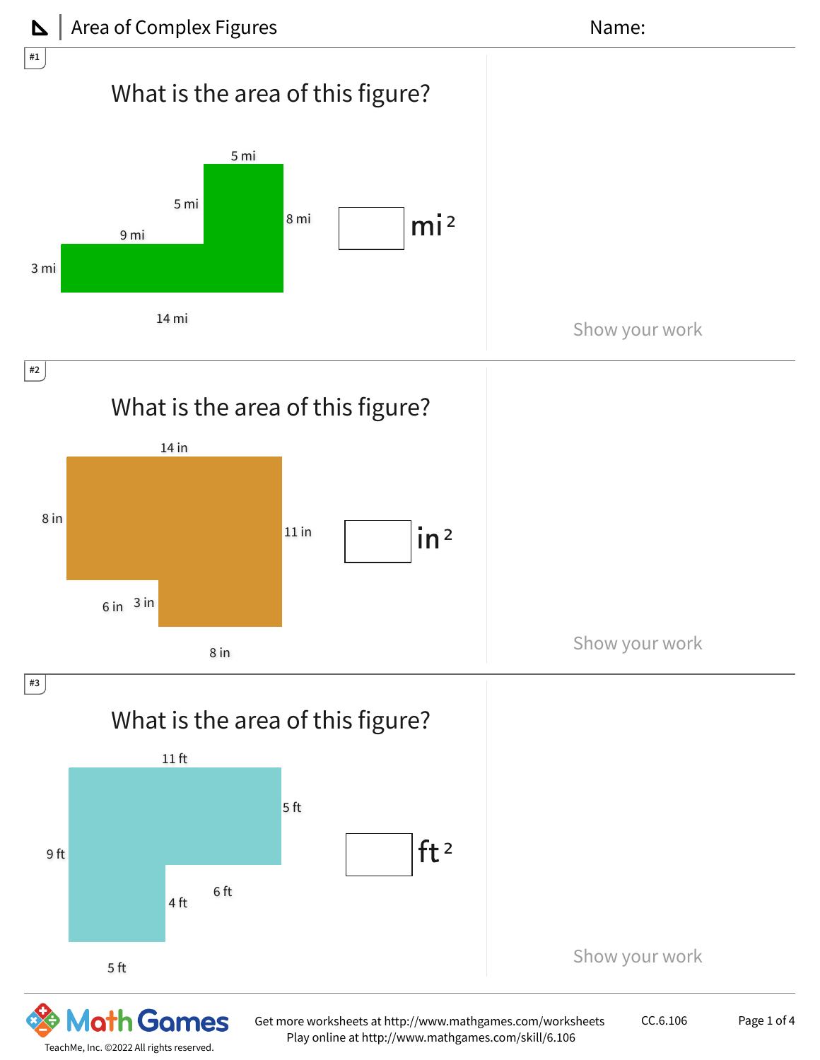# Area of Complex Figures

Name:

#1

What is the area of this figure?

5 mi

5 mi

8 mi

9 mi

3 mi

14 mi

☐ $mi^2$

Show your work

#2

What is the area of this figure?

14 in

8 in

11 in

6 in 3 in

8 in

☐ $in^2$

Show your work

#3

What is the area of this figure?

11 ft

5 ft

9 ft

6 ft

4 ft

5 ft

☐ $ft^2$

Show your work

Get more worksheets at http://www.mathgames.com/worksheets
Play online at http://www.mathgames.com/skill/6.106

CC.6.106

TeachMe, Inc. ©2022 All rights reserved.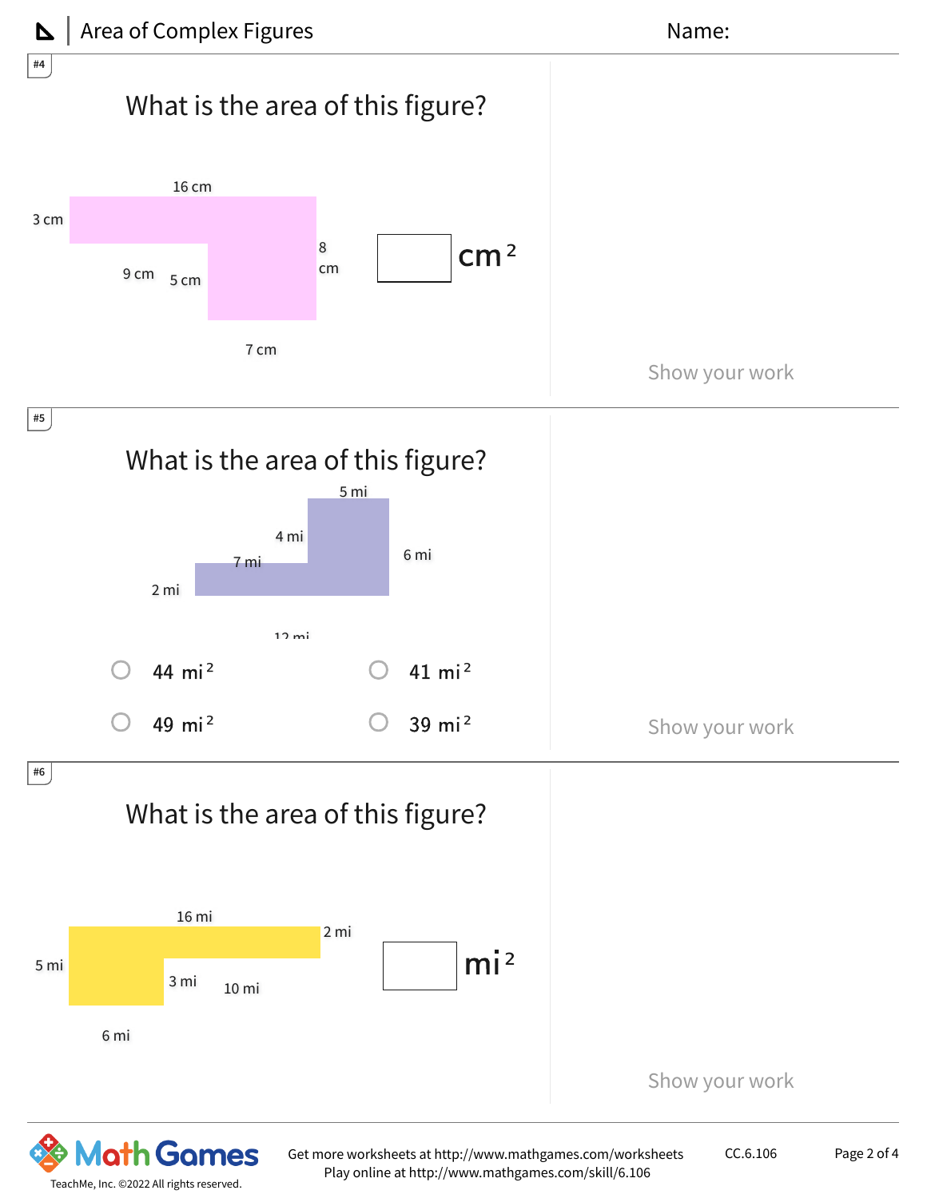# Area of Complex Figures

Name:

#4

What is the area of this figure?

16 cm

3 cm

9 cm

5 cm

8 cm

7 cm

☐ $cm^2$

Show your work

#5

What is the area of this figure?

5 mi

4 mi

7 mi

6 mi

2 mi

12 mi

- ○ 44 $mi^2$
- ○ 41 $mi^2$
- ○ 49 $mi^2$
- ○ 39 $mi^2$

Show your work

#6

What is the area of this figure?

16 mi

2 mi

5 mi

3 mi

10 mi

6 mi

☐ $mi^2$

Show your work

Get more worksheets at http://www.mathgames.com/worksheets
Play online at http://www.mathgames.com/skill/6.106

CC.6.106

TeachMe, Inc. ©2022 All rights reserved.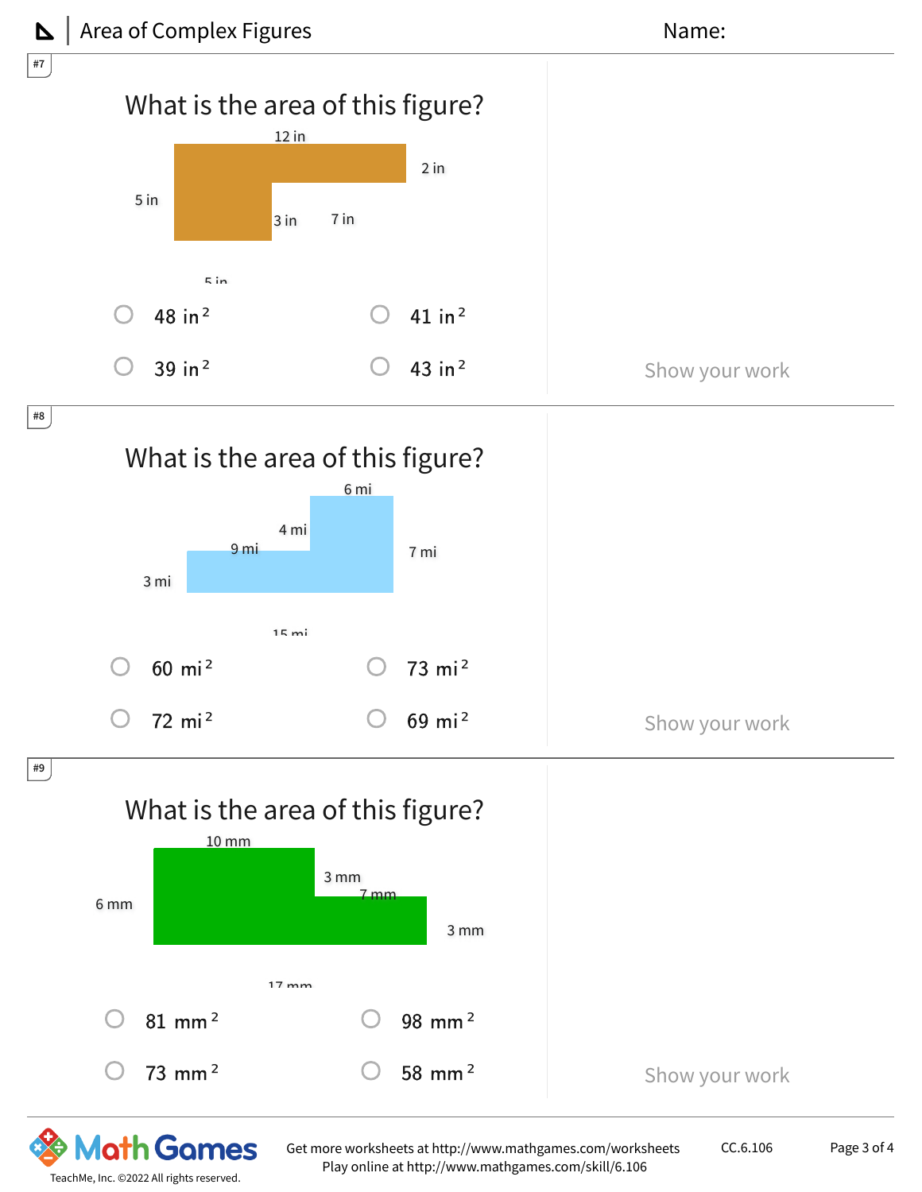#7

## What is the area of this figure?

12 in

2 in

5 in

3 in

7 in

5 in

- 48 in$^2$
- 41 in$^2$
- 39 in$^2$
- 43 in$^2$

Show your work

#8

## What is the area of this figure?

6 mi

4 mi

9 mi

7 mi

3 mi

15 mi

- 60 mi$^2$
- 73 mi$^2$
- 72 mi$^2$
- 69 mi$^2$

Show your work

#9

## What is the area of this figure?

10 mm

3 mm

7 mm

6 mm

3 mm

17 mm

- 81 mm$^2$
- 98 mm$^2$
- 73 mm$^2$
- 58 mm$^2$

Show your work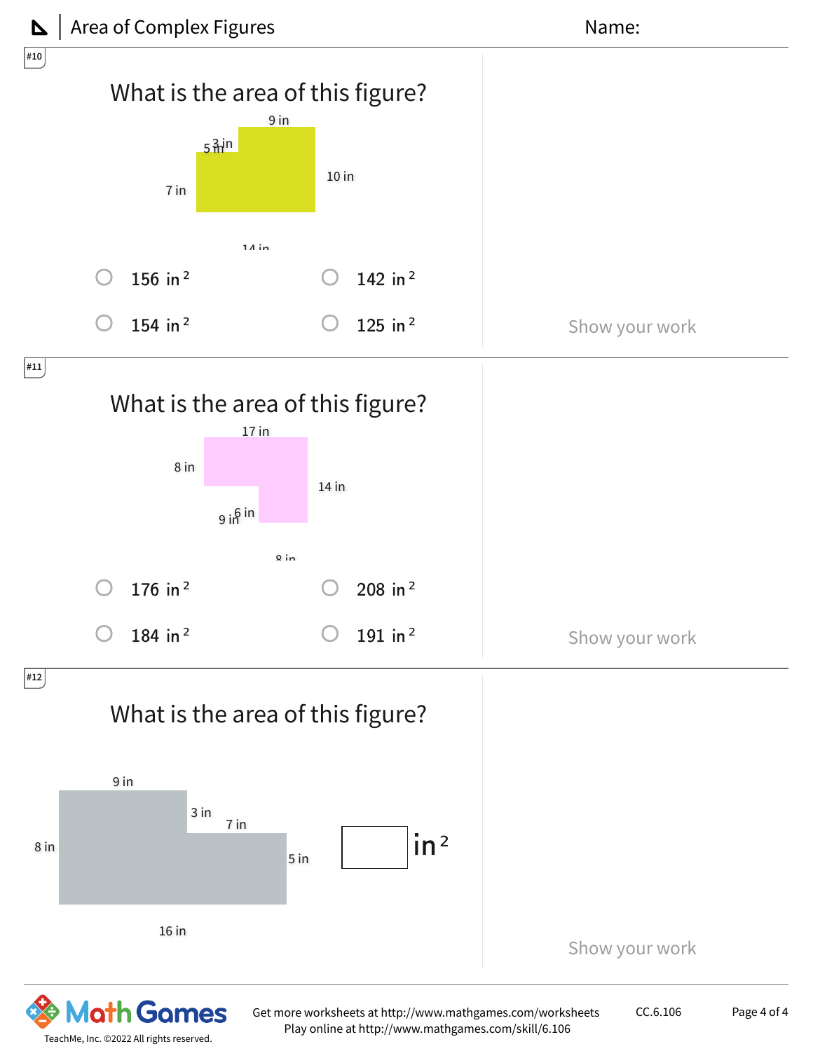## Area of Complex Figures

Name:

#10

What is the area of this figure?

9 in

5 in 3 in

10 in

7 in

14 in

- 156 $in^2$
- 142 $in^2$
- 154 $in^2$
- 125 $in^2$

Show your work

#11

What is the area of this figure?

17 in

8 in

14 in

9 in 6 in

8 in

- 176 $in^2$
- 208 $in^2$
- 184 $in^2$
- 191 $in^2$

Show your work

#12

What is the area of this figure?

9 in

3 in

7 in

8 in

5 in

16 in

☐ $in^2$

Show your work

Get more worksheets at http://www.mathgames.com/worksheets
Play online at http://www.mathgames.com/skill/6.106

CC.6.106

TeachMe, Inc. ©2022 All rights reserved.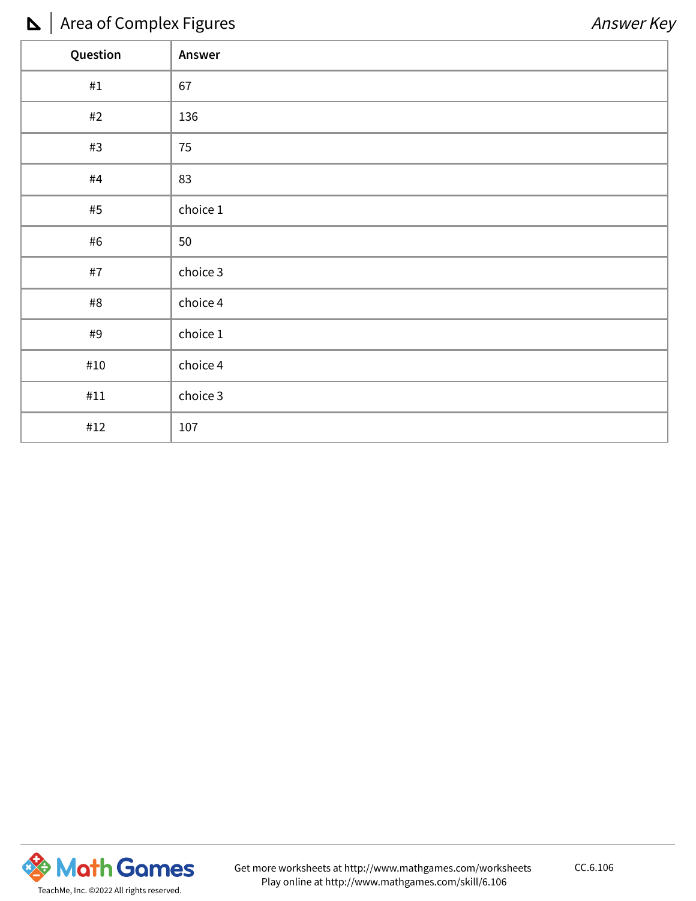# Area of Complex Figures

*Answer Key*

| Question | Answer |
|---|---|
| #1 | 67 |
| #2 | 136 |
| #3 | 75 |
| #4 | 83 |
| #5 | choice 1 |
| #6 | 50 |
| #7 | choice 3 |
| #8 | choice 4 |
| #9 | choice 1 |
| #10 | choice 4 |
| #11 | choice 3 |
| #12 | 107 |